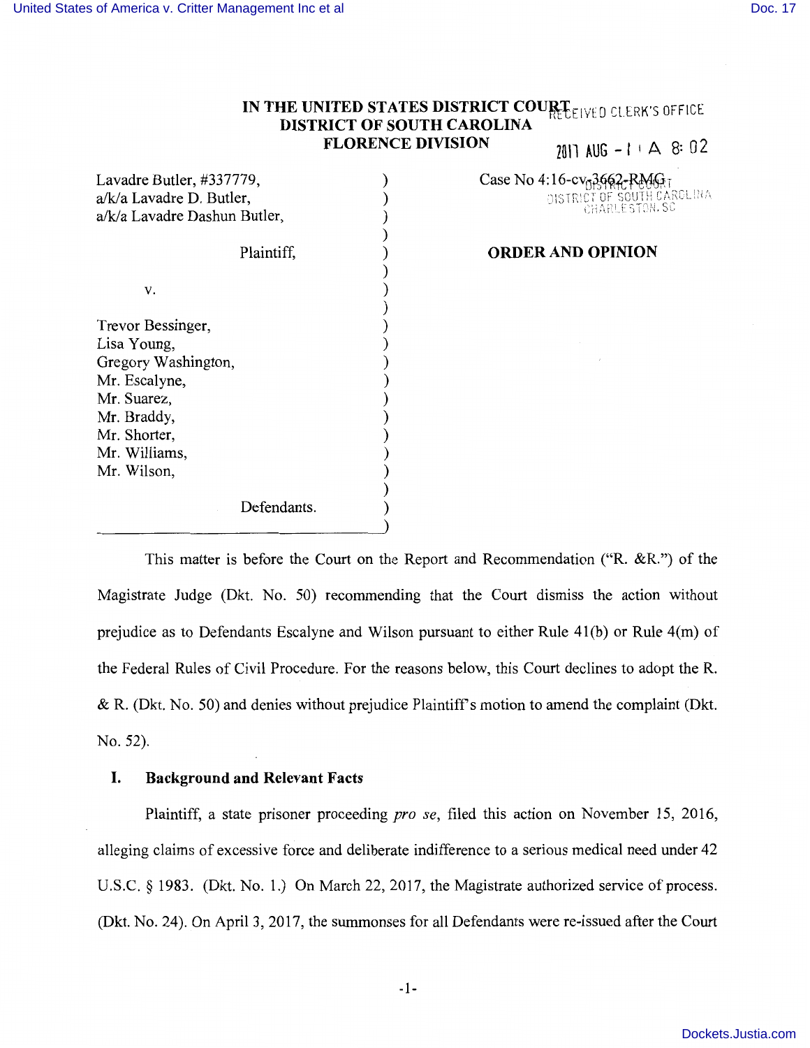# IN THE UNITED STATES DISTRICT COURT
## DISTRICT OF SOUTH CAROLINA
## FLORENCE DIVISION

RECEIVED CLERK'S OFFICE
2017 AUG -1 A 8: 02
DISTRICT COURT
DISTRICT OF SOUTH CAROLINA
CHARLESTON, SC

| | |
|---|---|
| Lavadre Butler, #337779, a/k/a Lavadre D. Butler, a/k/a Lavadre Dashun Butler, | Case No 4:16-cv-3662-RMG |
| Plaintiff, | **ORDER AND OPINION** |
| v. | |
| Trevor Bessinger, Lisa Young, Gregory Washington, Mr. Escalyne, Mr. Suarez, Mr. Braddy, Mr. Shorter, Mr. Williams, Mr. Wilson, | |
| Defendants. | |

This matter is before the Court on the Report and Recommendation ("R. &R.") of the Magistrate Judge (Dkt. No. 50) recommending that the Court dismiss the action without prejudice as to Defendants Escalyne and Wilson pursuant to either Rule 41(b) or Rule 4(m) of the Federal Rules of Civil Procedure. For the reasons below, this Court declines to adopt the R. & R. (Dkt. No. 50) and denies without prejudice Plaintiff's motion to amend the complaint (Dkt. No. 52).

## I. Background and Relevant Facts

Plaintiff, a state prisoner proceeding *pro se*, filed this action on November 15, 2016, alleging claims of excessive force and deliberate indifference to a serious medical need under 42 U.S.C. § 1983. (Dkt. No. 1.) On March 22, 2017, the Magistrate authorized service of process. (Dkt. No. 24). On April 3, 2017, the summonses for all Defendants were re-issued after the Court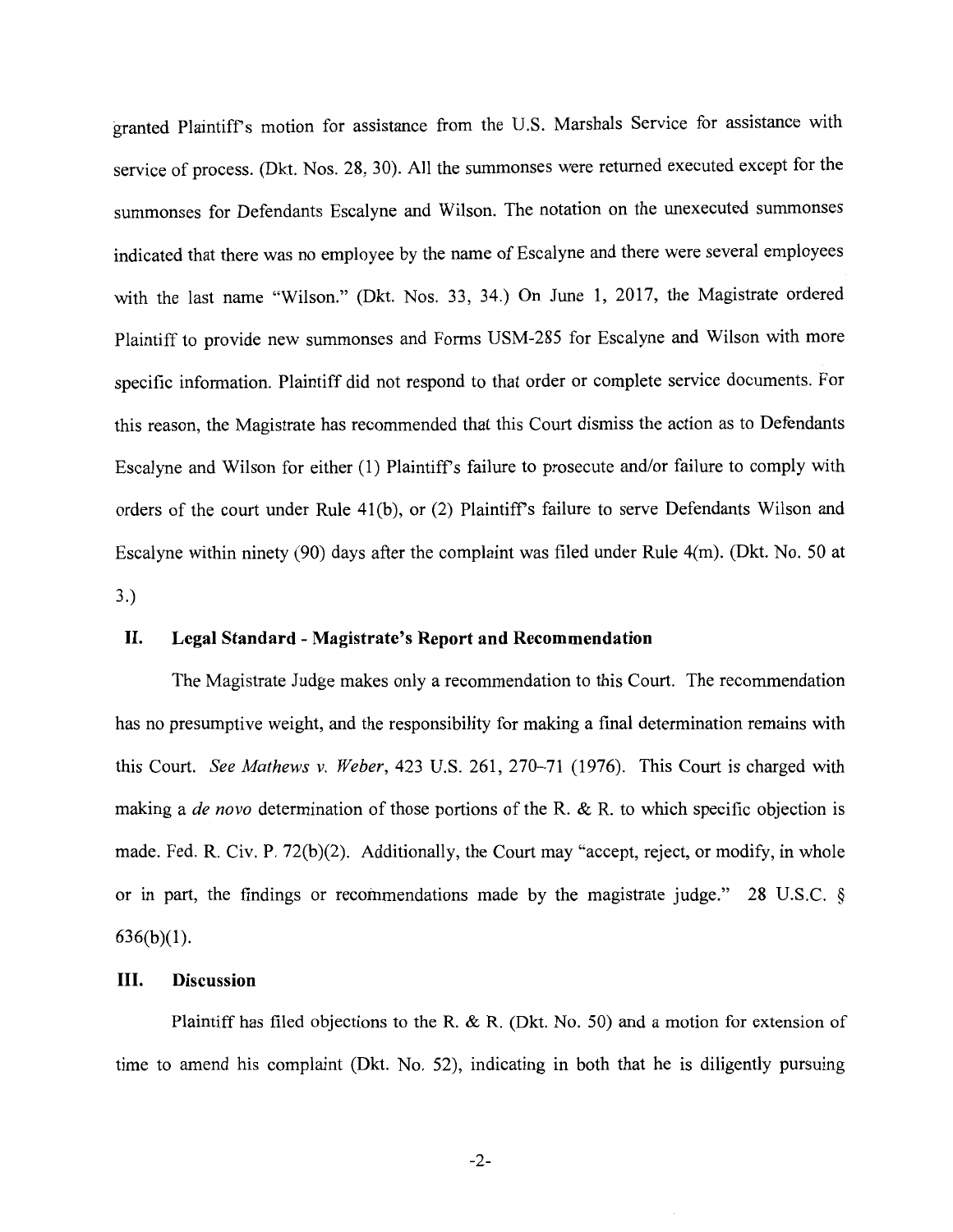granted Plaintiff's motion for assistance from the U.S. Marshals Service for assistance with service of process. (Dkt. Nos. 28, 30). All the summonses were returned executed except for the summonses for Defendants Escalyne and Wilson. The notation on the unexecuted summonses indicated that there was no employee by the name of Escalyne and there were several employees with the last name "Wilson." (Dkt. Nos. 33, 34.) On June 1, 2017, the Magistrate ordered Plaintiff to provide new summonses and Forms USM-285 for Escalyne and Wilson with more specific information. Plaintiff did not respond to that order or complete service documents. For this reason, the Magistrate has recommended that this Court dismiss the action as to Defendants Escalyne and Wilson for either (1) Plaintiff's failure to prosecute and/or failure to comply with orders of the court under Rule 41(b), or (2) Plaintiff's failure to serve Defendants Wilson and Escalyne within ninety (90) days after the complaint was filed under Rule 4(m). (Dkt. No. 50 at 3.)

## II. Legal Standard - Magistrate's Report and Recommendation

The Magistrate Judge makes only a recommendation to this Court. The recommendation has no presumptive weight, and the responsibility for making a final determination remains with this Court. *See Mathews v. Weber*, 423 U.S. 261, 270–71 (1976). This Court is charged with making a *de novo* determination of those portions of the R. & R. to which specific objection is made. Fed. R. Civ. P. 72(b)(2). Additionally, the Court may "accept, reject, or modify, in whole or in part, the findings or recommendations made by the magistrate judge." 28 U.S.C. § 636(b)(1).

## III. Discussion

Plaintiff has filed objections to the R. & R. (Dkt. No. 50) and a motion for extension of time to amend his complaint (Dkt. No. 52), indicating in both that he is diligently pursuing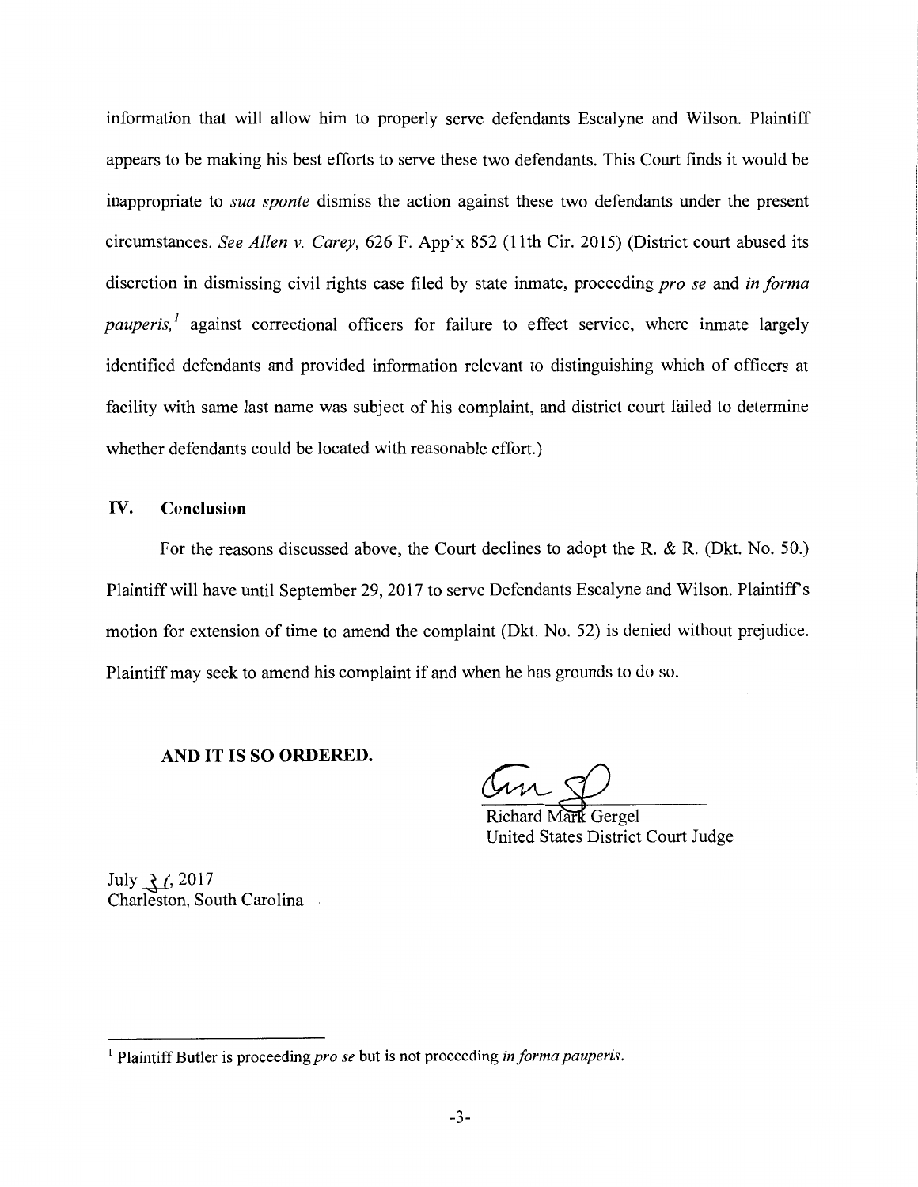information that will allow him to properly serve defendants Escalyne and Wilson. Plaintiff appears to be making his best efforts to serve these two defendants. This Court finds it would be inappropriate to *sua sponte* dismiss the action against these two defendants under the present circumstances. *See Allen v. Carey*, 626 F. App'x 852 (11th Cir. 2015) (District court abused its discretion in dismissing civil rights case filed by state inmate, proceeding *pro se* and *in forma pauperis,*[1] against correctional officers for failure to effect service, where inmate largely identified defendants and provided information relevant to distinguishing which of officers at facility with same last name was subject of his complaint, and district court failed to determine whether defendants could be located with reasonable effort.)

## IV. Conclusion

For the reasons discussed above, the Court declines to adopt the R. & R. (Dkt. No. 50.) Plaintiff will have until September 29, 2017 to serve Defendants Escalyne and Wilson. Plaintiff's motion for extension of time to amend the complaint (Dkt. No. 52) is denied without prejudice. Plaintiff may seek to amend his complaint if and when he has grounds to do so.

**AND IT IS SO ORDERED.**

Richard Mark Gergel
United States District Court Judge

July 31, 2017
Charleston, South Carolina

[1] Plaintiff Butler is proceeding *pro se* but is not proceeding *in forma pauperis*.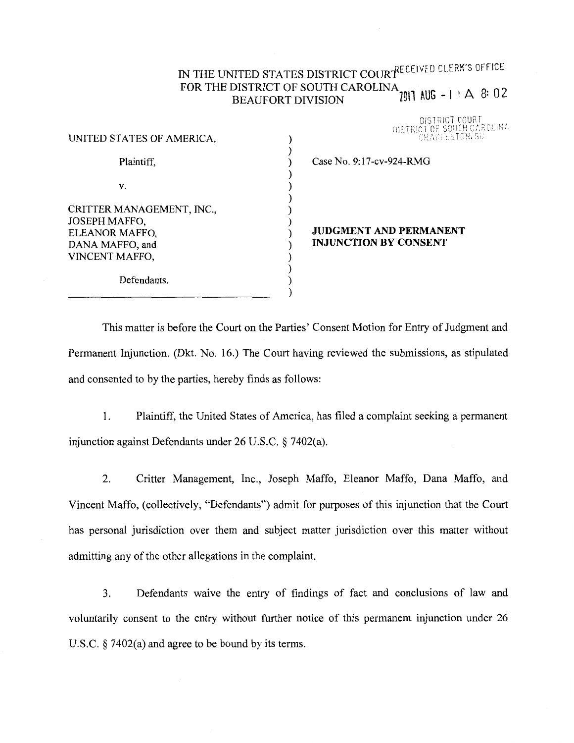IN THE UNITED STATES DISTRICT COURT
FOR THE DISTRICT OF SOUTH CAROLINA
BEAUFORT DIVISION

RECEIVED CLERK'S OFFICE
2017 AUG -1 A 8:02

DISTRICT COURT
DISTRICT OF SOUTH CAROLINA
CHARLESTON, SC

UNITED STATES OF AMERICA,

Plaintiff,

v.

CRITTER MANAGEMENT, INC.,
JOSEPH MAFFO,
ELEANOR MAFFO,
DANA MAFFO, and
VINCENT MAFFO,

Defendants.

Case No. 9:17-cv-924-RMG

**JUDGMENT AND PERMANENT INJUNCTION BY CONSENT**

This matter is before the Court on the Parties' Consent Motion for Entry of Judgment and Permanent Injunction. (Dkt. No. 16.) The Court having reviewed the submissions, as stipulated and consented to by the parties, hereby finds as follows:

1. Plaintiff, the United States of America, has filed a complaint seeking a permanent injunction against Defendants under 26 U.S.C. § 7402(a).

2. Critter Management, Inc., Joseph Maffo, Eleanor Maffo, Dana Maffo, and Vincent Maffo, (collectively, "Defendants") admit for purposes of this injunction that the Court has personal jurisdiction over them and subject matter jurisdiction over this matter without admitting any of the other allegations in the complaint.

3. Defendants waive the entry of findings of fact and conclusions of law and voluntarily consent to the entry without further notice of this permanent injunction under 26 U.S.C. § 7402(a) and agree to be bound by its terms.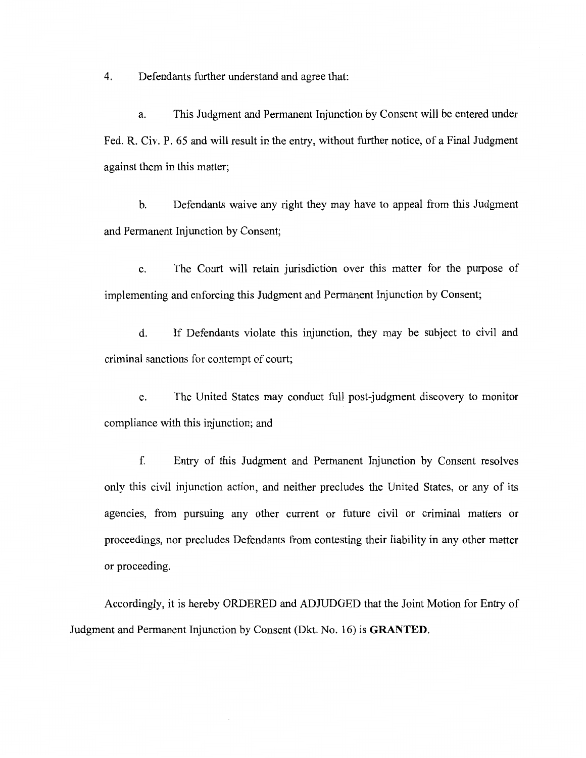4. Defendants further understand and agree that:

a. This Judgment and Permanent Injunction by Consent will be entered under Fed. R. Civ. P. 65 and will result in the entry, without further notice, of a Final Judgment against them in this matter;

b. Defendants waive any right they may have to appeal from this Judgment and Permanent Injunction by Consent;

c. The Court will retain jurisdiction over this matter for the purpose of implementing and enforcing this Judgment and Permanent Injunction by Consent;

d. If Defendants violate this injunction, they may be subject to civil and criminal sanctions for contempt of court;

e. The United States may conduct full post-judgment discovery to monitor compliance with this injunction; and

f. Entry of this Judgment and Permanent Injunction by Consent resolves only this civil injunction action, and neither precludes the United States, or any of its agencies, from pursuing any other current or future civil or criminal matters or proceedings, nor precludes Defendants from contesting their liability in any other matter or proceeding.

Accordingly, it is hereby ORDERED and ADJUDGED that the Joint Motion for Entry of Judgment and Permanent Injunction by Consent (Dkt. No. 16) is **GRANTED**.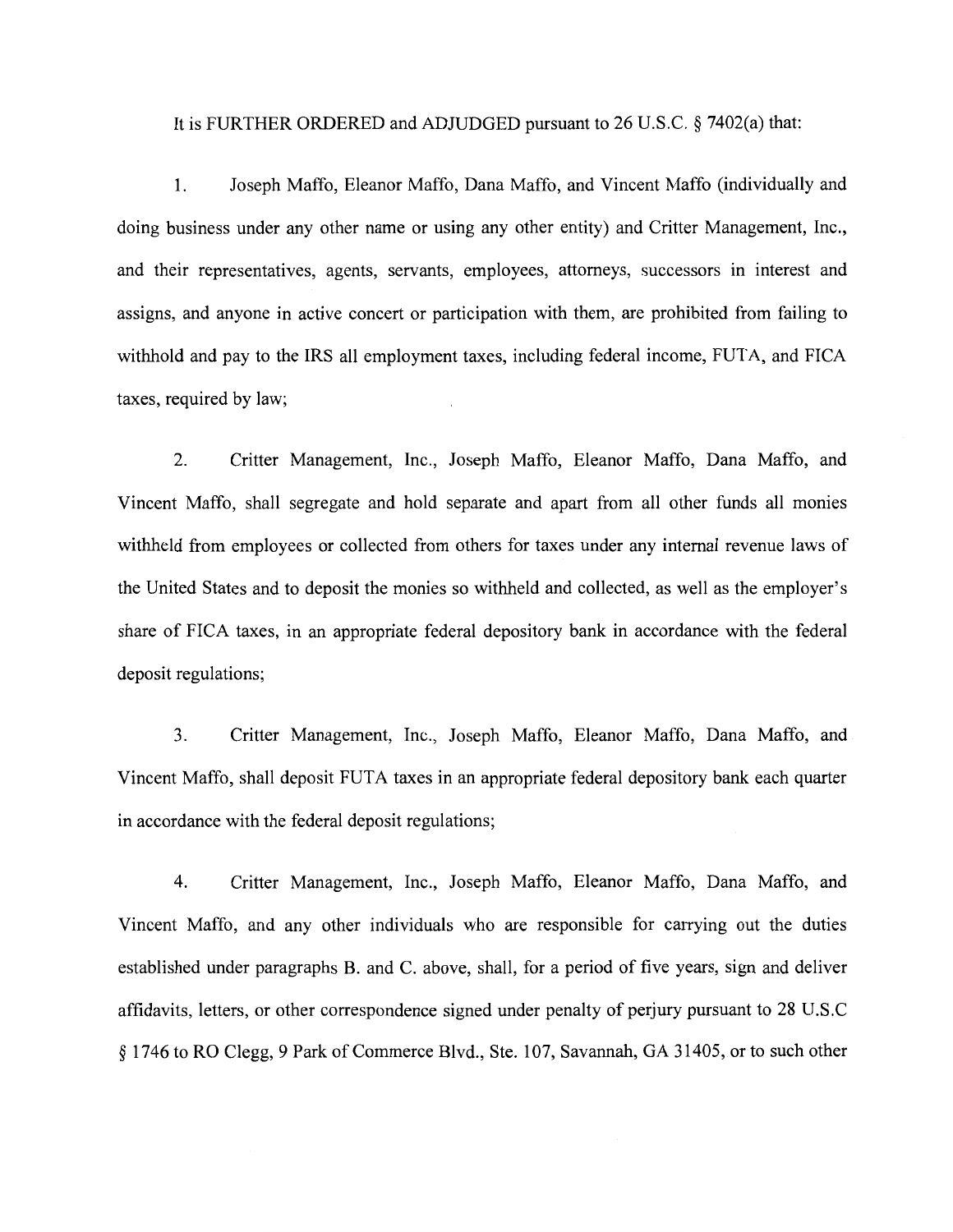It is FURTHER ORDERED and ADJUDGED pursuant to 26 U.S.C. § 7402(a) that:

1. Joseph Maffo, Eleanor Maffo, Dana Maffo, and Vincent Maffo (individually and doing business under any other name or using any other entity) and Critter Management, Inc., and their representatives, agents, servants, employees, attorneys, successors in interest and assigns, and anyone in active concert or participation with them, are prohibited from failing to withhold and pay to the IRS all employment taxes, including federal income, FUTA, and FICA taxes, required by law;

2. Critter Management, Inc., Joseph Maffo, Eleanor Maffo, Dana Maffo, and Vincent Maffo, shall segregate and hold separate and apart from all other funds all monies withheld from employees or collected from others for taxes under any internal revenue laws of the United States and to deposit the monies so withheld and collected, as well as the employer's share of FICA taxes, in an appropriate federal depository bank in accordance with the federal deposit regulations;

3. Critter Management, Inc., Joseph Maffo, Eleanor Maffo, Dana Maffo, and Vincent Maffo, shall deposit FUTA taxes in an appropriate federal depository bank each quarter in accordance with the federal deposit regulations;

4. Critter Management, Inc., Joseph Maffo, Eleanor Maffo, Dana Maffo, and Vincent Maffo, and any other individuals who are responsible for carrying out the duties established under paragraphs B. and C. above, shall, for a period of five years, sign and deliver affidavits, letters, or other correspondence signed under penalty of perjury pursuant to 28 U.S.C § 1746 to RO Clegg, 9 Park of Commerce Blvd., Ste. 107, Savannah, GA 31405, or to such other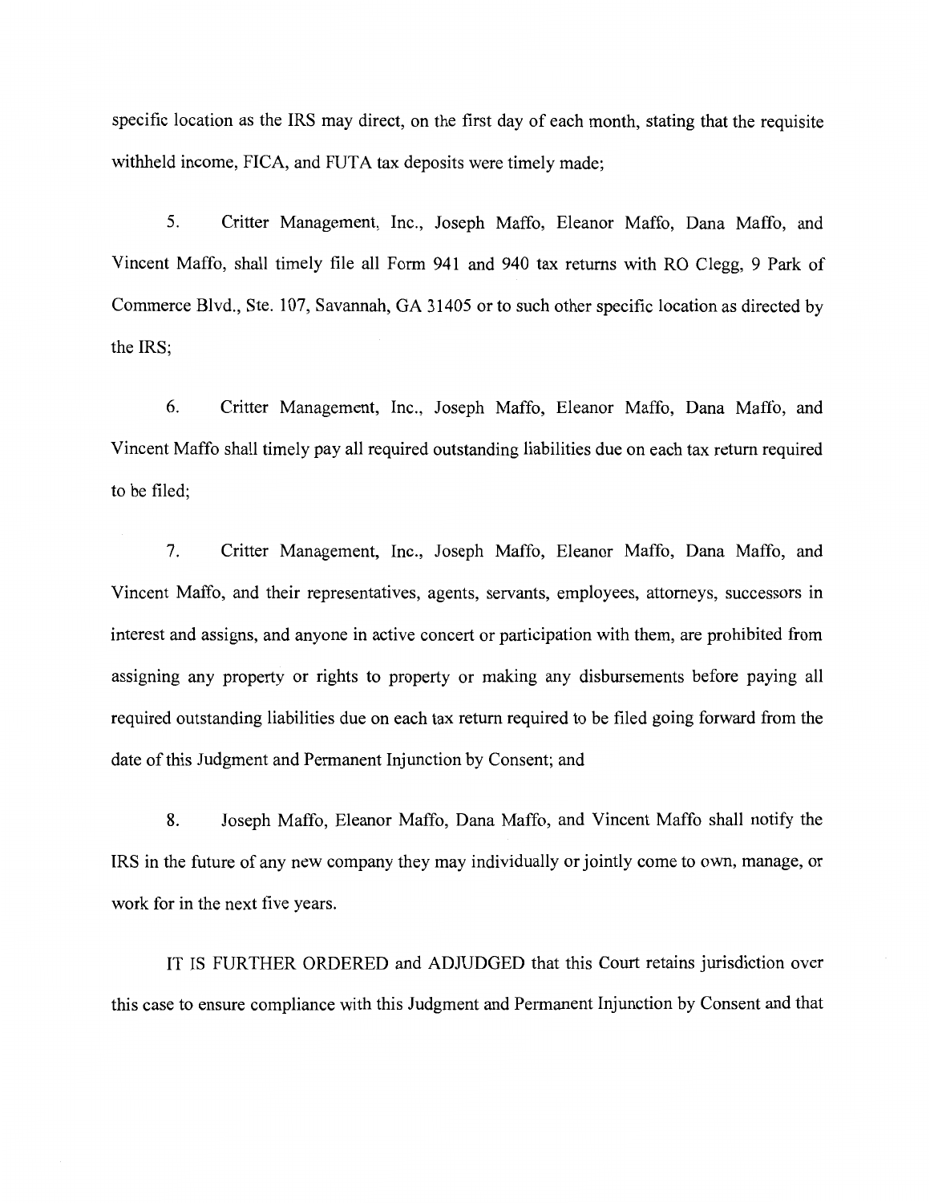specific location as the IRS may direct, on the first day of each month, stating that the requisite withheld income, FICA, and FUTA tax deposits were timely made;

5. Critter Management, Inc., Joseph Maffo, Eleanor Maffo, Dana Maffo, and Vincent Maffo, shall timely file all Form 941 and 940 tax returns with RO Clegg, 9 Park of Commerce Blvd., Ste. 107, Savannah, GA 31405 or to such other specific location as directed by the IRS;

6. Critter Management, Inc., Joseph Maffo, Eleanor Maffo, Dana Maffo, and Vincent Maffo shall timely pay all required outstanding liabilities due on each tax return required to be filed;

7. Critter Management, Inc., Joseph Maffo, Eleanor Maffo, Dana Maffo, and Vincent Maffo, and their representatives, agents, servants, employees, attorneys, successors in interest and assigns, and anyone in active concert or participation with them, are prohibited from assigning any property or rights to property or making any disbursements before paying all required outstanding liabilities due on each tax return required to be filed going forward from the date of this Judgment and Permanent Injunction by Consent; and

8. Joseph Maffo, Eleanor Maffo, Dana Maffo, and Vincent Maffo shall notify the IRS in the future of any new company they may individually or jointly come to own, manage, or work for in the next five years.

IT IS FURTHER ORDERED and ADJUDGED that this Court retains jurisdiction over this case to ensure compliance with this Judgment and Permanent Injunction by Consent and that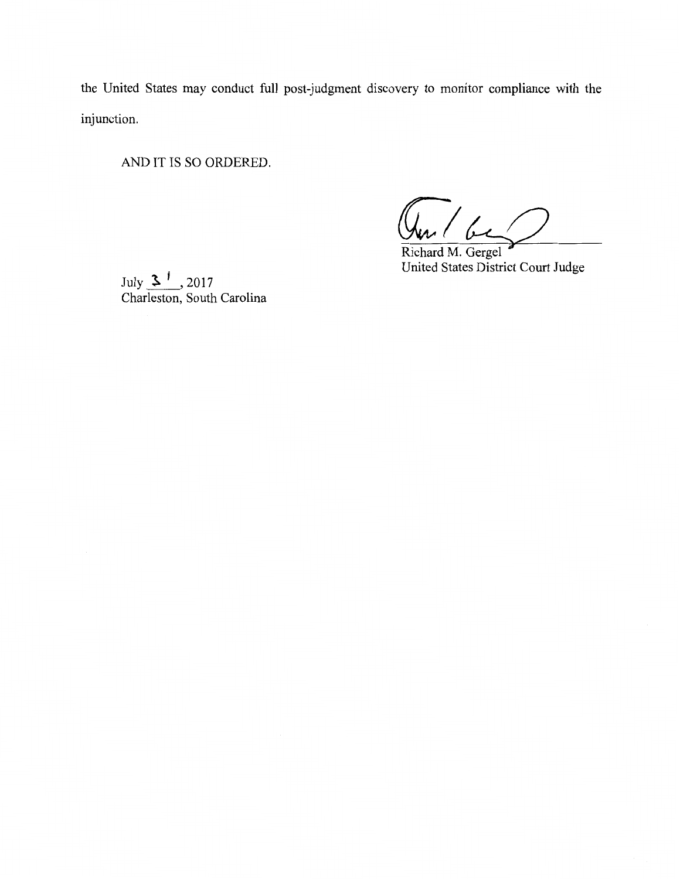the United States may conduct full post-judgment discovery to monitor compliance with the injunction.

AND IT IS SO ORDERED.

Richard M. Gergel
United States District Court Judge

July 31, 2017
Charleston, South Carolina